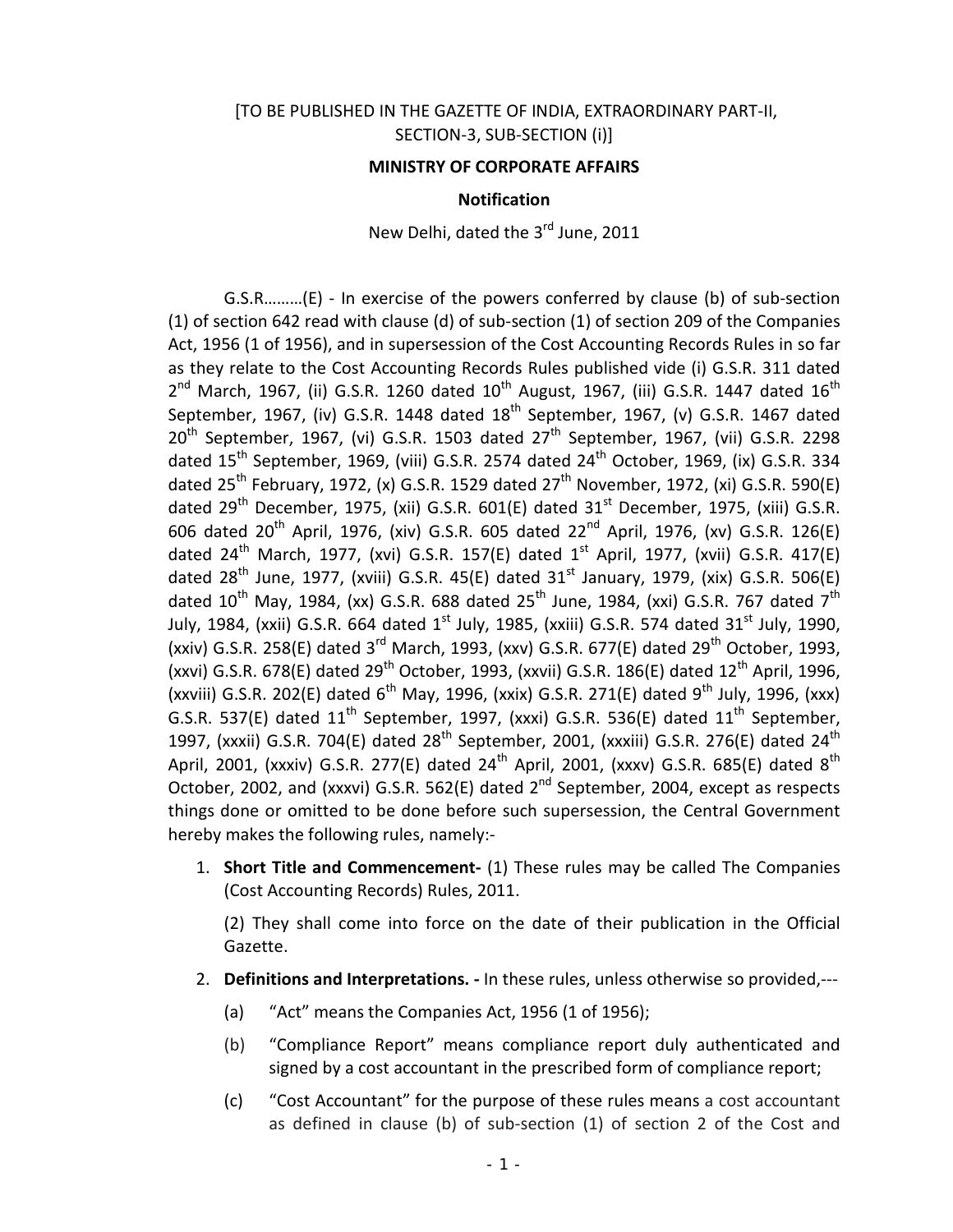[TO BE PUBLISHED IN THE GAZETTE OF INDIA, EXTRAORDINARY PART-II, SECTION-3, SUB-SECTION (i)]

**MINISTRY OF CORPORATE AFFAIRS**

**Notification**

New Delhi, dated the 3rd June, 2011

G.S.R………(E) - In exercise of the powers conferred by clause (b) of sub-section (1) of section 642 read with clause (d) of sub-section (1) of section 209 of the Companies Act, 1956 (1 of 1956), and in supersession of the Cost Accounting Records Rules in so far as they relate to the Cost Accounting Records Rules published vide (i) G.S.R. 311 dated 2nd March, 1967, (ii) G.S.R. 1260 dated 10th August, 1967, (iii) G.S.R. 1447 dated 16th September, 1967, (iv) G.S.R. 1448 dated 18th September, 1967, (v) G.S.R. 1467 dated 20th September, 1967, (vi) G.S.R. 1503 dated 27th September, 1967, (vii) G.S.R. 2298 dated 15th September, 1969, (viii) G.S.R. 2574 dated 24th October, 1969, (ix) G.S.R. 334 dated 25th February, 1972, (x) G.S.R. 1529 dated 27th November, 1972, (xi) G.S.R. 590(E) dated 29th December, 1975, (xii) G.S.R. 601(E) dated 31st December, 1975, (xiii) G.S.R. 606 dated 20th April, 1976, (xiv) G.S.R. 605 dated 22nd April, 1976, (xv) G.S.R. 126(E) dated 24th March, 1977, (xvi) G.S.R. 157(E) dated 1st April, 1977, (xvii) G.S.R. 417(E) dated 28th June, 1977, (xviii) G.S.R. 45(E) dated 31st January, 1979, (xix) G.S.R. 506(E) dated 10th May, 1984, (xx) G.S.R. 688 dated 25th June, 1984, (xxi) G.S.R. 767 dated 7th July, 1984, (xxii) G.S.R. 664 dated 1st July, 1985, (xxiii) G.S.R. 574 dated 31st July, 1990, (xxiv) G.S.R. 258(E) dated 3rd March, 1993, (xxv) G.S.R. 677(E) dated 29th October, 1993, (xxvi) G.S.R. 678(E) dated 29th October, 1993, (xxvii) G.S.R. 186(E) dated 12th April, 1996, (xxviii) G.S.R. 202(E) dated 6th May, 1996, (xxix) G.S.R. 271(E) dated 9th July, 1996, (xxx) G.S.R. 537(E) dated 11th September, 1997, (xxxi) G.S.R. 536(E) dated 11th September, 1997, (xxxii) G.S.R. 704(E) dated 28th September, 2001, (xxxiii) G.S.R. 276(E) dated 24th April, 2001, (xxxiv) G.S.R. 277(E) dated 24th April, 2001, (xxxv) G.S.R. 685(E) dated 8th October, 2002, and (xxxvi) G.S.R. 562(E) dated 2nd September, 2004, except as respects things done or omitted to be done before such supersession, the Central Government hereby makes the following rules, namely:-

1. **Short Title and Commencement-** (1) These rules may be called The Companies (Cost Accounting Records) Rules, 2011.

   (2) They shall come into force on the date of their publication in the Official Gazette.

2. **Definitions and Interpretations. -** In these rules, unless otherwise so provided,---

   (a) "Act" means the Companies Act, 1956 (1 of 1956);

   (b) "Compliance Report" means compliance report duly authenticated and signed by a cost accountant in the prescribed form of compliance report;

   (c) "Cost Accountant" for the purpose of these rules means a cost accountant as defined in clause (b) of sub-section (1) of section 2 of the Cost and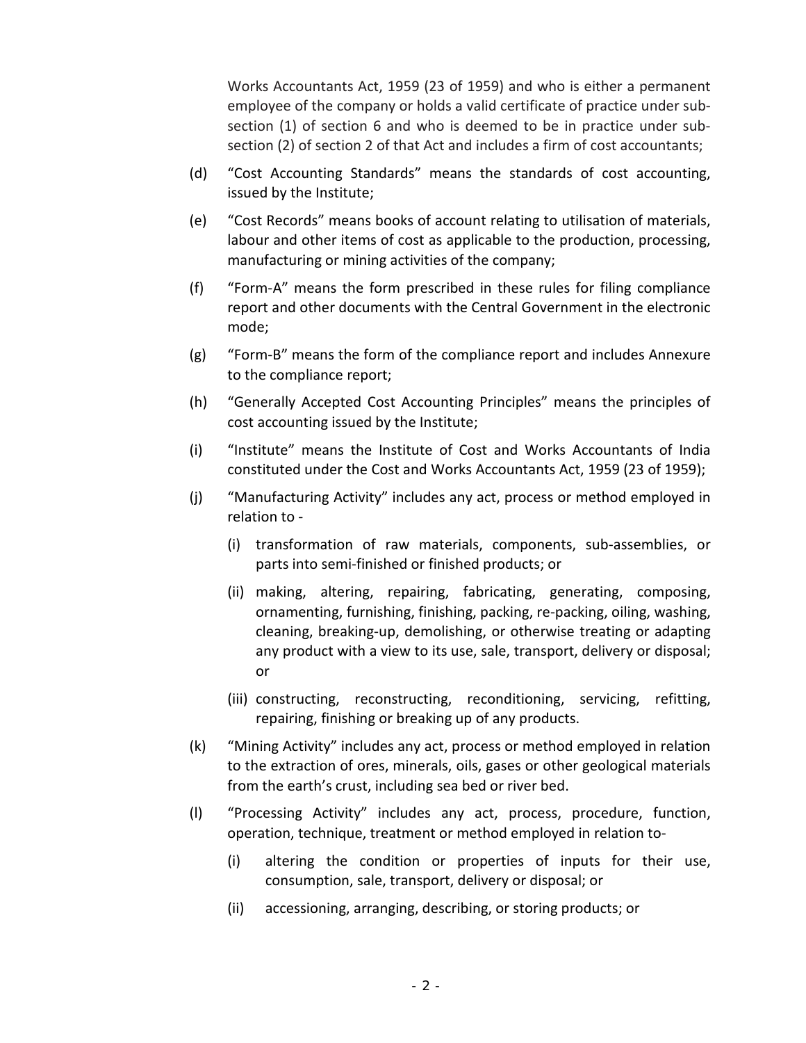Works Accountants Act, 1959 (23 of 1959) and who is either a permanent employee of the company or holds a valid certificate of practice under sub-section (1) of section 6 and who is deemed to be in practice under sub-section (2) of section 2 of that Act and includes a firm of cost accountants;

(d) "Cost Accounting Standards" means the standards of cost accounting, issued by the Institute;

(e) "Cost Records" means books of account relating to utilisation of materials, labour and other items of cost as applicable to the production, processing, manufacturing or mining activities of the company;

(f) "Form-A" means the form prescribed in these rules for filing compliance report and other documents with the Central Government in the electronic mode;

(g) "Form-B" means the form of the compliance report and includes Annexure to the compliance report;

(h) "Generally Accepted Cost Accounting Principles" means the principles of cost accounting issued by the Institute;

(i) "Institute" means the Institute of Cost and Works Accountants of India constituted under the Cost and Works Accountants Act, 1959 (23 of 1959);

(j) "Manufacturing Activity" includes any act, process or method employed in relation to -

  (i) transformation of raw materials, components, sub-assemblies, or parts into semi-finished or finished products; or

  (ii) making, altering, repairing, fabricating, generating, composing, ornamenting, furnishing, finishing, packing, re-packing, oiling, washing, cleaning, breaking-up, demolishing, or otherwise treating or adapting any product with a view to its use, sale, transport, delivery or disposal; or

  (iii) constructing, reconstructing, reconditioning, servicing, refitting, repairing, finishing or breaking up of any products.

(k) "Mining Activity" includes any act, process or method employed in relation to the extraction of ores, minerals, oils, gases or other geological materials from the earth's crust, including sea bed or river bed.

(l) "Processing Activity" includes any act, process, procedure, function, operation, technique, treatment or method employed in relation to-

  (i) altering the condition or properties of inputs for their use, consumption, sale, transport, delivery or disposal; or

  (ii) accessioning, arranging, describing, or storing products; or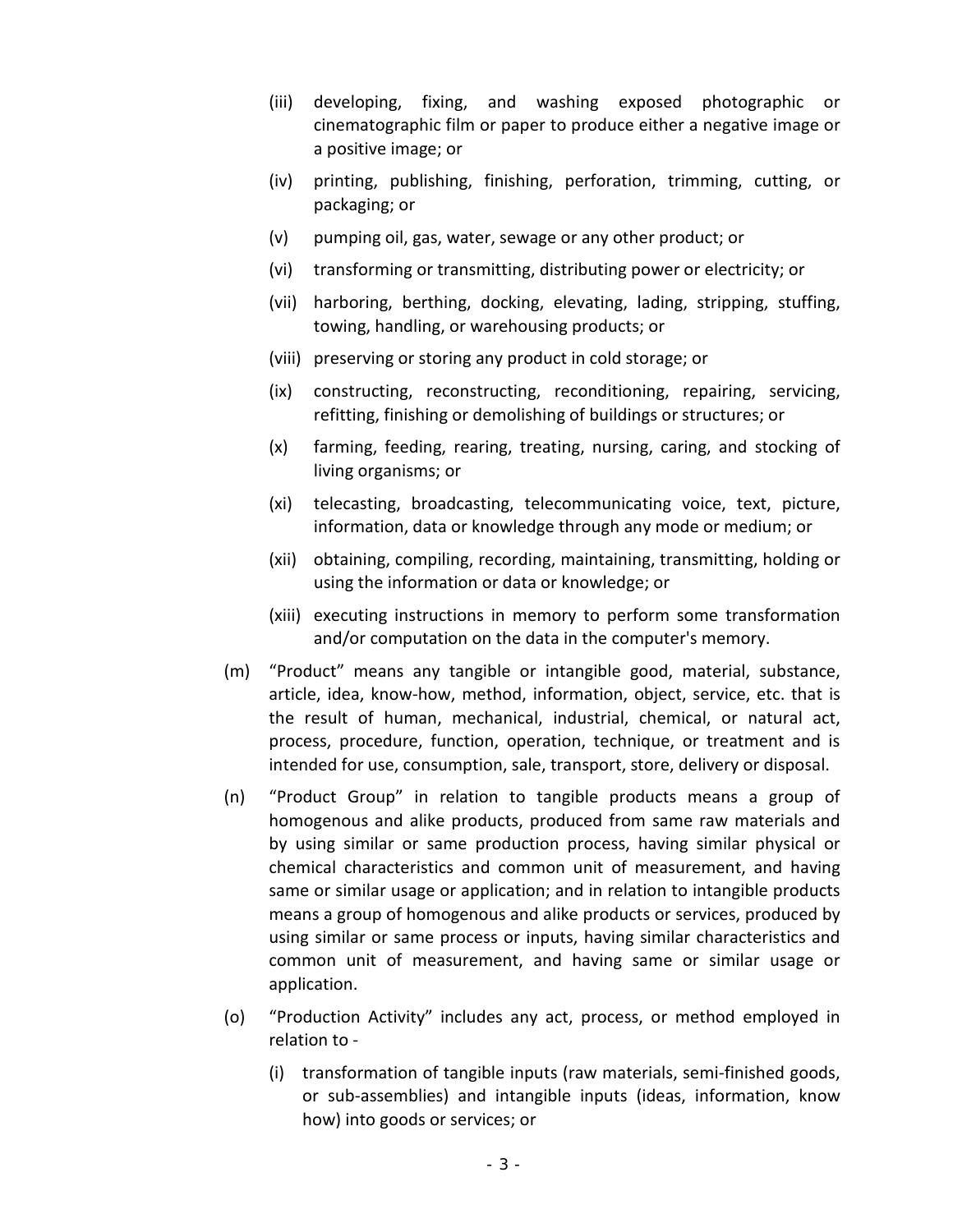- (iii) developing, fixing, and washing exposed photographic or cinematographic film or paper to produce either a negative image or a positive image; or
- (iv) printing, publishing, finishing, perforation, trimming, cutting, or packaging; or
- (v) pumping oil, gas, water, sewage or any other product; or
- (vi) transforming or transmitting, distributing power or electricity; or
- (vii) harboring, berthing, docking, elevating, lading, stripping, stuffing, towing, handling, or warehousing products; or
- (viii) preserving or storing any product in cold storage; or
- (ix) constructing, reconstructing, reconditioning, repairing, servicing, refitting, finishing or demolishing of buildings or structures; or
- (x) farming, feeding, rearing, treating, nursing, caring, and stocking of living organisms; or
- (xi) telecasting, broadcasting, telecommunicating voice, text, picture, information, data or knowledge through any mode or medium; or
- (xii) obtaining, compiling, recording, maintaining, transmitting, holding or using the information or data or knowledge; or
- (xiii) executing instructions in memory to perform some transformation and/or computation on the data in the computer's memory.

(m) "Product" means any tangible or intangible good, material, substance, article, idea, know-how, method, information, object, service, etc. that is the result of human, mechanical, industrial, chemical, or natural act, process, procedure, function, operation, technique, or treatment and is intended for use, consumption, sale, transport, store, delivery or disposal.

(n) "Product Group" in relation to tangible products means a group of homogenous and alike products, produced from same raw materials and by using similar or same production process, having similar physical or chemical characteristics and common unit of measurement, and having same or similar usage or application; and in relation to intangible products means a group of homogenous and alike products or services, produced by using similar or same process or inputs, having similar characteristics and common unit of measurement, and having same or similar usage or application.

(o) "Production Activity" includes any act, process, or method employed in relation to -

- (i) transformation of tangible inputs (raw materials, semi-finished goods, or sub-assemblies) and intangible inputs (ideas, information, know how) into goods or services; or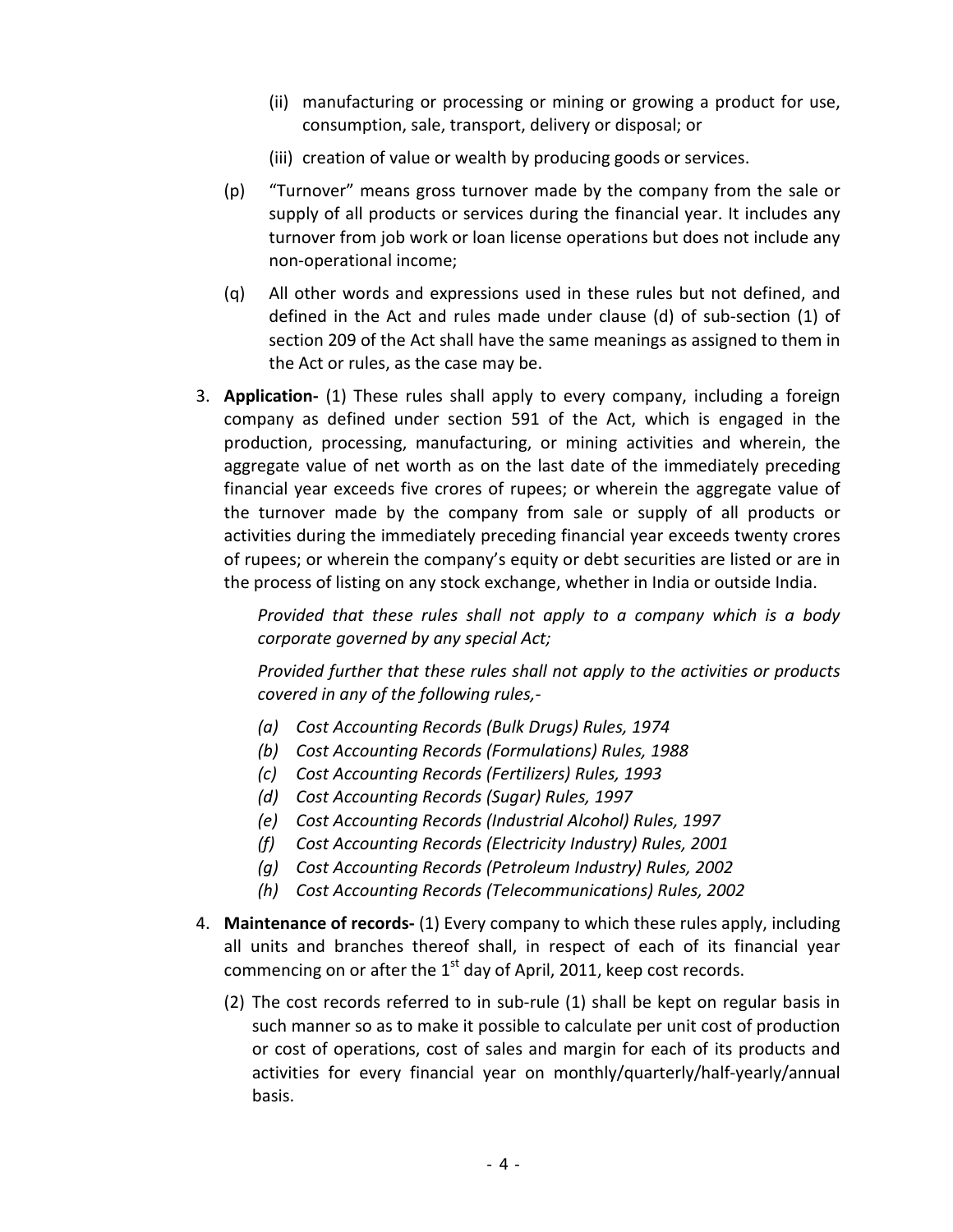(ii) manufacturing or processing or mining or growing a product for use, consumption, sale, transport, delivery or disposal; or

(iii) creation of value or wealth by producing goods or services.

(p) "Turnover" means gross turnover made by the company from the sale or supply of all products or services during the financial year. It includes any turnover from job work or loan license operations but does not include any non-operational income;

(q) All other words and expressions used in these rules but not defined, and defined in the Act and rules made under clause (d) of sub-section (1) of section 209 of the Act shall have the same meanings as assigned to them in the Act or rules, as the case may be.

3. **Application-** (1) These rules shall apply to every company, including a foreign company as defined under section 591 of the Act, which is engaged in the production, processing, manufacturing, or mining activities and wherein, the aggregate value of net worth as on the last date of the immediately preceding financial year exceeds five crores of rupees; or wherein the aggregate value of the turnover made by the company from sale or supply of all products or activities during the immediately preceding financial year exceeds twenty crores of rupees; or wherein the company's equity or debt securities are listed or are in the process of listing on any stock exchange, whether in India or outside India.

   *Provided that these rules shall not apply to a company which is a body corporate governed by any special Act;*

   *Provided further that these rules shall not apply to the activities or products covered in any of the following rules,-*

   *(a) Cost Accounting Records (Bulk Drugs) Rules, 1974*
   *(b) Cost Accounting Records (Formulations) Rules, 1988*
   *(c) Cost Accounting Records (Fertilizers) Rules, 1993*
   *(d) Cost Accounting Records (Sugar) Rules, 1997*
   *(e) Cost Accounting Records (Industrial Alcohol) Rules, 1997*
   *(f) Cost Accounting Records (Electricity Industry) Rules, 2001*
   *(g) Cost Accounting Records (Petroleum Industry) Rules, 2002*
   *(h) Cost Accounting Records (Telecommunications) Rules, 2002*

4. **Maintenance of records-** (1) Every company to which these rules apply, including all units and branches thereof shall, in respect of each of its financial year commencing on or after the 1st day of April, 2011, keep cost records.

   (2) The cost records referred to in sub-rule (1) shall be kept on regular basis in such manner so as to make it possible to calculate per unit cost of production or cost of operations, cost of sales and margin for each of its products and activities for every financial year on monthly/quarterly/half-yearly/annual basis.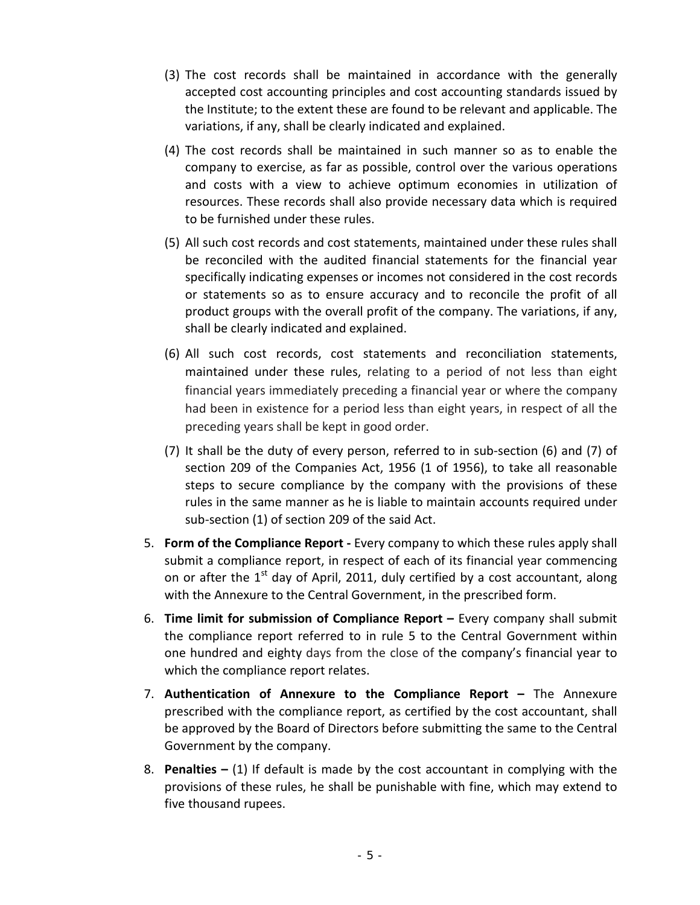(3) The cost records shall be maintained in accordance with the generally accepted cost accounting principles and cost accounting standards issued by the Institute; to the extent these are found to be relevant and applicable. The variations, if any, shall be clearly indicated and explained.

(4) The cost records shall be maintained in such manner so as to enable the company to exercise, as far as possible, control over the various operations and costs with a view to achieve optimum economies in utilization of resources. These records shall also provide necessary data which is required to be furnished under these rules.

(5) All such cost records and cost statements, maintained under these rules shall be reconciled with the audited financial statements for the financial year specifically indicating expenses or incomes not considered in the cost records or statements so as to ensure accuracy and to reconcile the profit of all product groups with the overall profit of the company. The variations, if any, shall be clearly indicated and explained.

(6) All such cost records, cost statements and reconciliation statements, maintained under these rules, relating to a period of not less than eight financial years immediately preceding a financial year or where the company had been in existence for a period less than eight years, in respect of all the preceding years shall be kept in good order.

(7) It shall be the duty of every person, referred to in sub-section (6) and (7) of section 209 of the Companies Act, 1956 (1 of 1956), to take all reasonable steps to secure compliance by the company with the provisions of these rules in the same manner as he is liable to maintain accounts required under sub-section (1) of section 209 of the said Act.

5. **Form of the Compliance Report -** Every company to which these rules apply shall submit a compliance report, in respect of each of its financial year commencing on or after the 1st day of April, 2011, duly certified by a cost accountant, along with the Annexure to the Central Government, in the prescribed form.

6. **Time limit for submission of Compliance Report –** Every company shall submit the compliance report referred to in rule 5 to the Central Government within one hundred and eighty days from the close of the company's financial year to which the compliance report relates.

7. **Authentication of Annexure to the Compliance Report –** The Annexure prescribed with the compliance report, as certified by the cost accountant, shall be approved by the Board of Directors before submitting the same to the Central Government by the company.

8. **Penalties –** (1) If default is made by the cost accountant in complying with the provisions of these rules, he shall be punishable with fine, which may extend to five thousand rupees.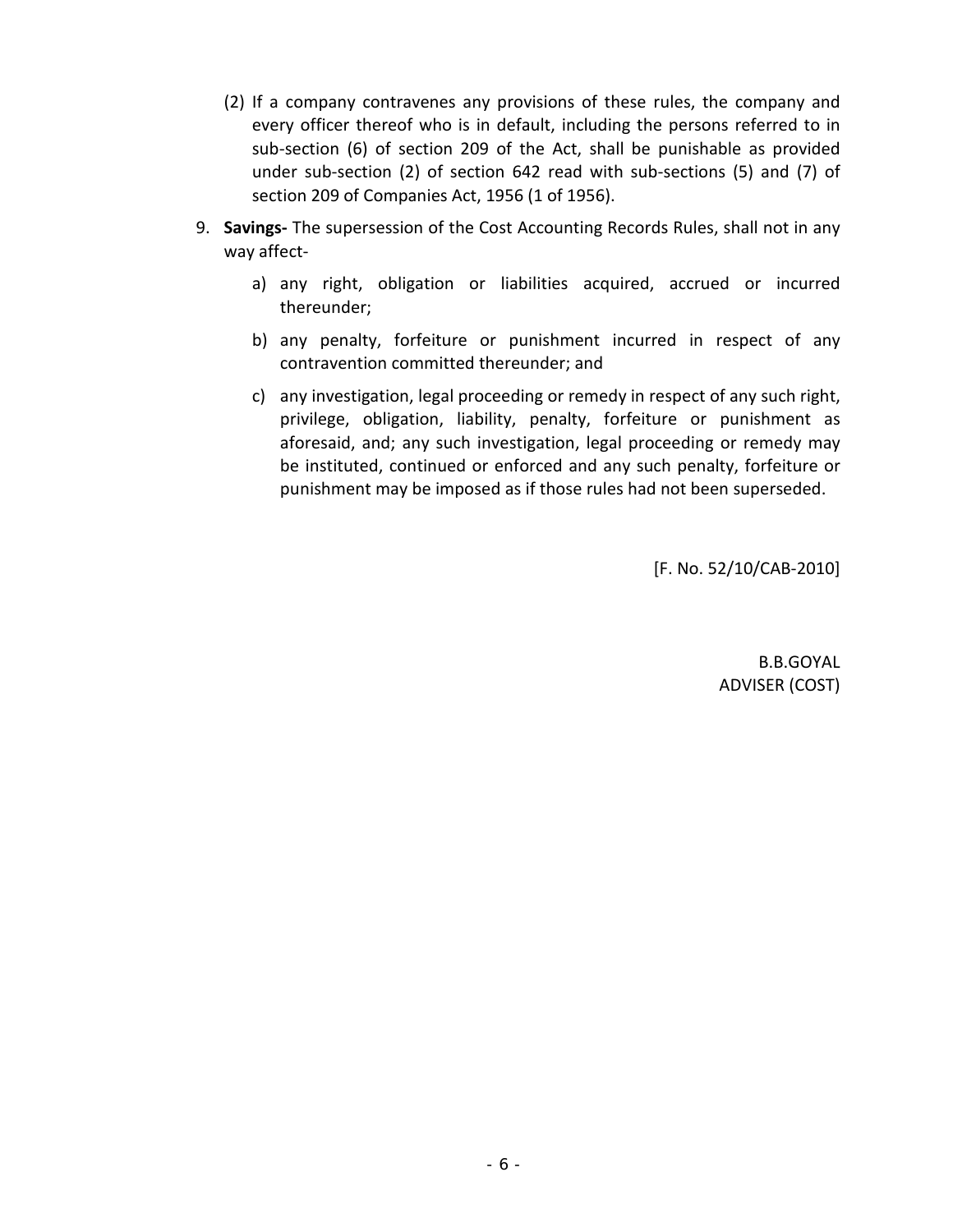(2) If a company contravenes any provisions of these rules, the company and every officer thereof who is in default, including the persons referred to in sub-section (6) of section 209 of the Act, shall be punishable as provided under sub-section (2) of section 642 read with sub-sections (5) and (7) of section 209 of Companies Act, 1956 (1 of 1956).

9. **Savings-** The supersession of the Cost Accounting Records Rules, shall not in any way affect-

   a) any right, obligation or liabilities acquired, accrued or incurred thereunder;

   b) any penalty, forfeiture or punishment incurred in respect of any contravention committed thereunder; and

   c) any investigation, legal proceeding or remedy in respect of any such right, privilege, obligation, liability, penalty, forfeiture or punishment as aforesaid, and; any such investigation, legal proceeding or remedy may be instituted, continued or enforced and any such penalty, forfeiture or punishment may be imposed as if those rules had not been superseded.

[F. No. 52/10/CAB-2010]

B.B.GOYAL
ADVISER (COST)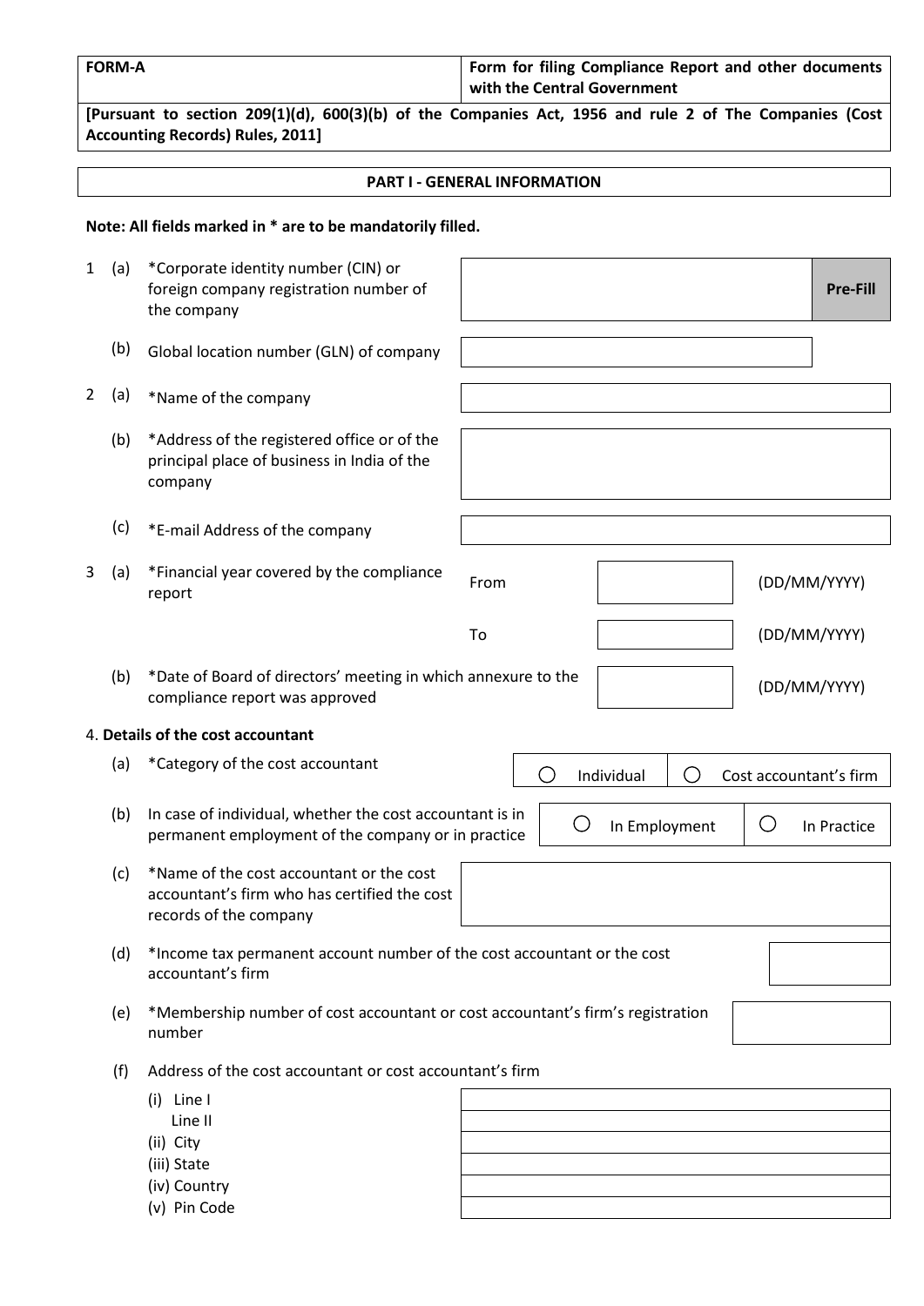| FORM-A | Form for filing Compliance Report and other documents with the Central Government |
|---|---|

**[Pursuant to section 209(1)(d), 600(3)(b) of the Companies Act, 1956 and rule 2 of The Companies (Cost Accounting Records) Rules, 2011]**

## PART I - GENERAL INFORMATION

**Note: All fields marked in * are to be mandatorily filled.**

1 (a) *Corporate identity number (CIN) or foreign company registration number of the company [ ] **Pre-Fill**

(b) Global location number (GLN) of company [ ]

2 (a) *Name of the company [ ]

(b) *Address of the registered office or of the principal place of business in India of the company [ ]

(c) *E-mail Address of the company [ ]

3 (a) *Financial year covered by the compliance report

From [ ] (DD/MM/YYYY)

To [ ] (DD/MM/YYYY)

(b) *Date of Board of directors' meeting in which annexure to the compliance report was approved [ ] (DD/MM/YYYY)

4. **Details of the cost accountant**

(a) *Category of the cost accountant ○ Individual ○ Cost accountant's firm

(b) In case of individual, whether the cost accountant is in permanent employment of the company or in practice ○ In Employment ○ In Practice

(c) *Name of the cost accountant or the cost accountant's firm who has certified the cost records of the company [ ]

(d) *Income tax permanent account number of the cost accountant or the cost accountant's firm [ ]

(e) *Membership number of cost accountant or cost accountant's firm's registration number [ ]

(f) Address of the cost accountant or cost accountant's firm

(i) Line I [ ]
Line II [ ]
(ii) City [ ]
(iii) State [ ]
(iv) Country [ ]
(v) Pin Code [ ]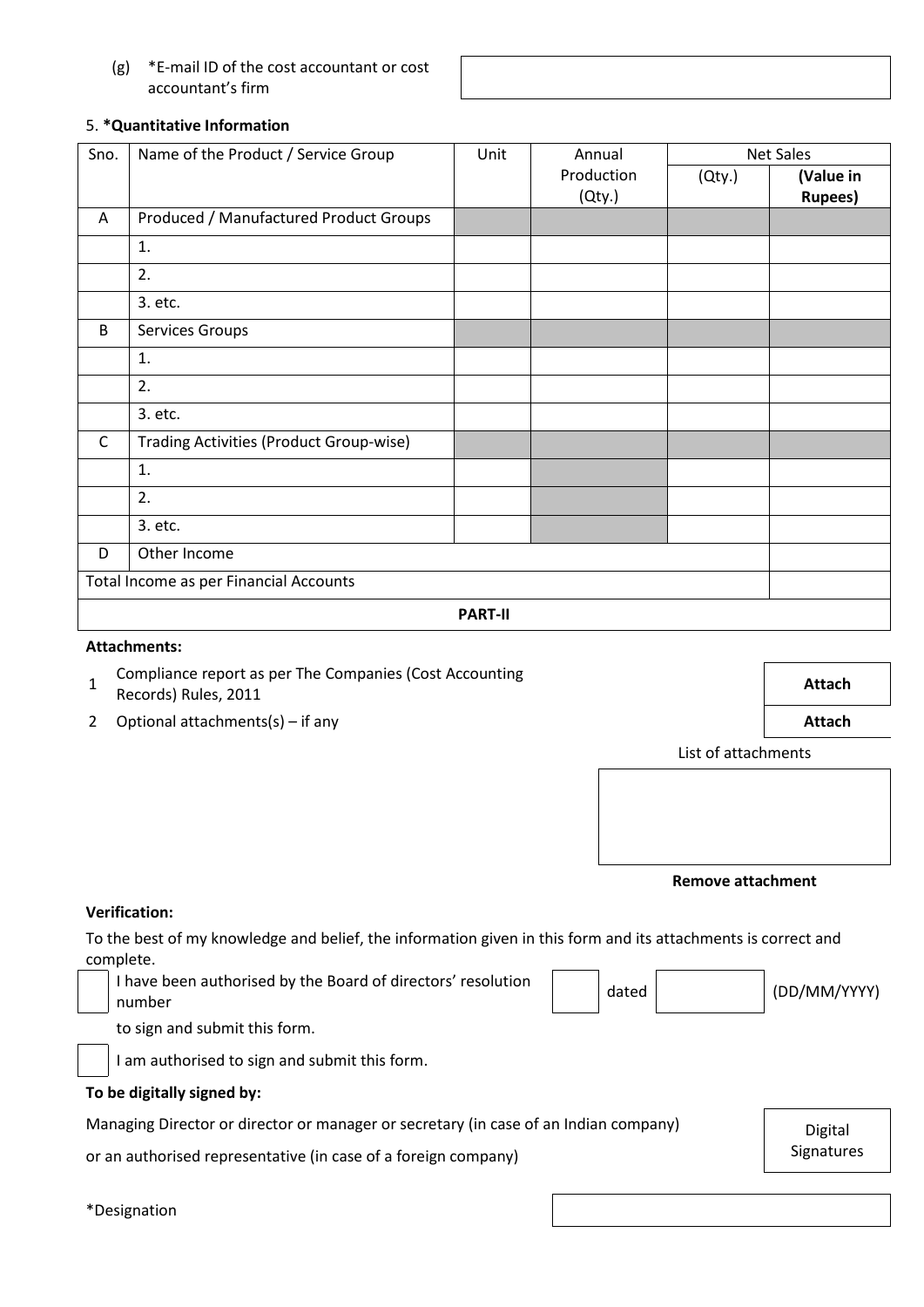(g) *E-mail ID of the cost accountant or cost accountant's firm

5. ***Quantitative Information**

| Sno. | Name of the Product / Service Group | Unit | Annual Production (Qty.) | Net Sales | |
|---|---|---|---|---|---|
| | | | | (Qty.) | **(Value in Rupees)** |
| A | Produced / Manufactured Product Groups | | | | |
| | 1. | | | | |
| | 2. | | | | |
| | 3. etc. | | | | |
| B | Services Groups | | | | |
| | 1. | | | | |
| | 2. | | | | |
| | 3. etc. | | | | |
| C | Trading Activities (Product Group-wise) | | | | |
| | 1. | | | | |
| | 2. | | | | |
| | 3. etc. | | | | |
| D | Other Income | | | | |
| Total Income as per Financial Accounts | | | | | |

**PART-II**

**Attachments:**

1. Compliance report as per The Companies (Cost Accounting Records) Rules, 2011 — **Attach**
2. Optional attachments(s) – if any — **Attach**

List of attachments

**Remove attachment**

**Verification:**

To the best of my knowledge and belief, the information given in this form and its attachments is correct and complete.

I have been authorised by the Board of directors' resolution number ____ dated ____ (DD/MM/YYYY) to sign and submit this form.

I am authorised to sign and submit this form.

**To be digitally signed by:**

Managing Director or director or manager or secretary (in case of an Indian company)

or an authorised representative (in case of a foreign company)

Digital Signatures

*Designation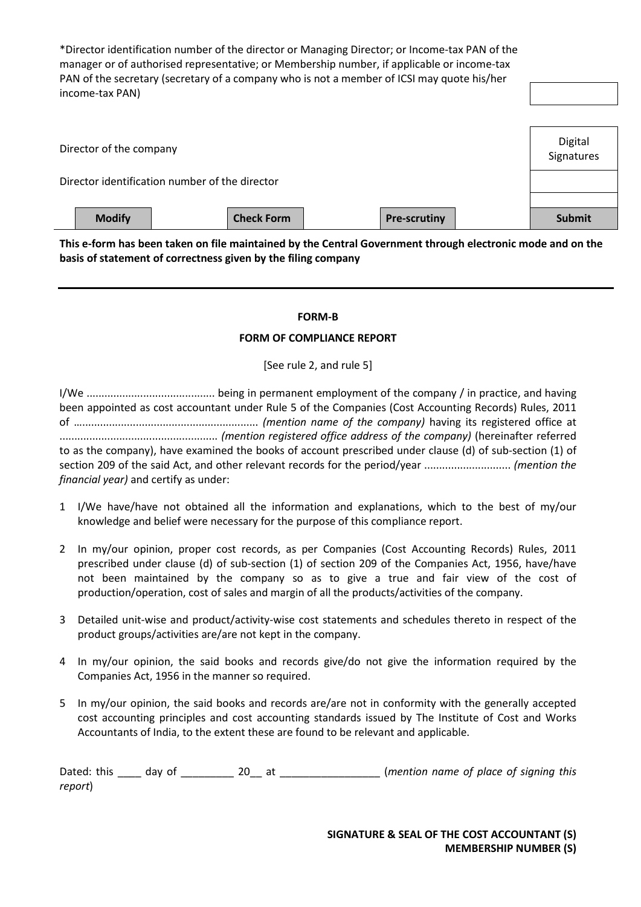*Director identification number of the director or Managing Director; or Income-tax PAN of the manager or of authorised representative; or Membership number, if applicable or income-tax PAN of the secretary (secretary of a company who is not a member of ICSI may quote his/her income-tax PAN)

Director of the company

Digital Signatures

Director identification number of the director

| Modify | Check Form | Pre-scrutiny | Submit |
|---|---|---|---|

**This e-form has been taken on file maintained by the Central Government through electronic mode and on the basis of statement of correctness given by the filing company**

---

**FORM-B**

**FORM OF COMPLIANCE REPORT**

[See rule 2, and rule 5]

I/We ........................................... being in permanent employment of the company / in practice, and having been appointed as cost accountant under Rule 5 of the Companies (Cost Accounting Records) Rules, 2011 of ............................................................ *(mention name of the company)* having its registered office at .................................................... *(mention registered office address of the company)* (hereinafter referred to as the company), have examined the books of account prescribed under clause (d) of sub-section (1) of section 209 of the said Act, and other relevant records for the period/year ............................ *(mention the financial year)* and certify as under:

1. I/We have/have not obtained all the information and explanations, which to the best of my/our knowledge and belief were necessary for the purpose of this compliance report.
2. In my/our opinion, proper cost records, as per Companies (Cost Accounting Records) Rules, 2011 prescribed under clause (d) of sub-section (1) of section 209 of the Companies Act, 1956, have/have not been maintained by the company so as to give a true and fair view of the cost of production/operation, cost of sales and margin of all the products/activities of the company.
3. Detailed unit-wise and product/activity-wise cost statements and schedules thereto in respect of the product groups/activities are/are not kept in the company.
4. In my/our opinion, the said books and records give/do not give the information required by the Companies Act, 1956 in the manner so required.
5. In my/our opinion, the said books and records are/are not in conformity with the generally accepted cost accounting principles and cost accounting standards issued by The Institute of Cost and Works Accountants of India, to the extent these are found to be relevant and applicable.

Dated: this ____ day of _________ 20__ at ________________ (*mention name of place of signing this report*)

**SIGNATURE & SEAL OF THE COST ACCOUNTANT (S)**
**MEMBERSHIP NUMBER (S)**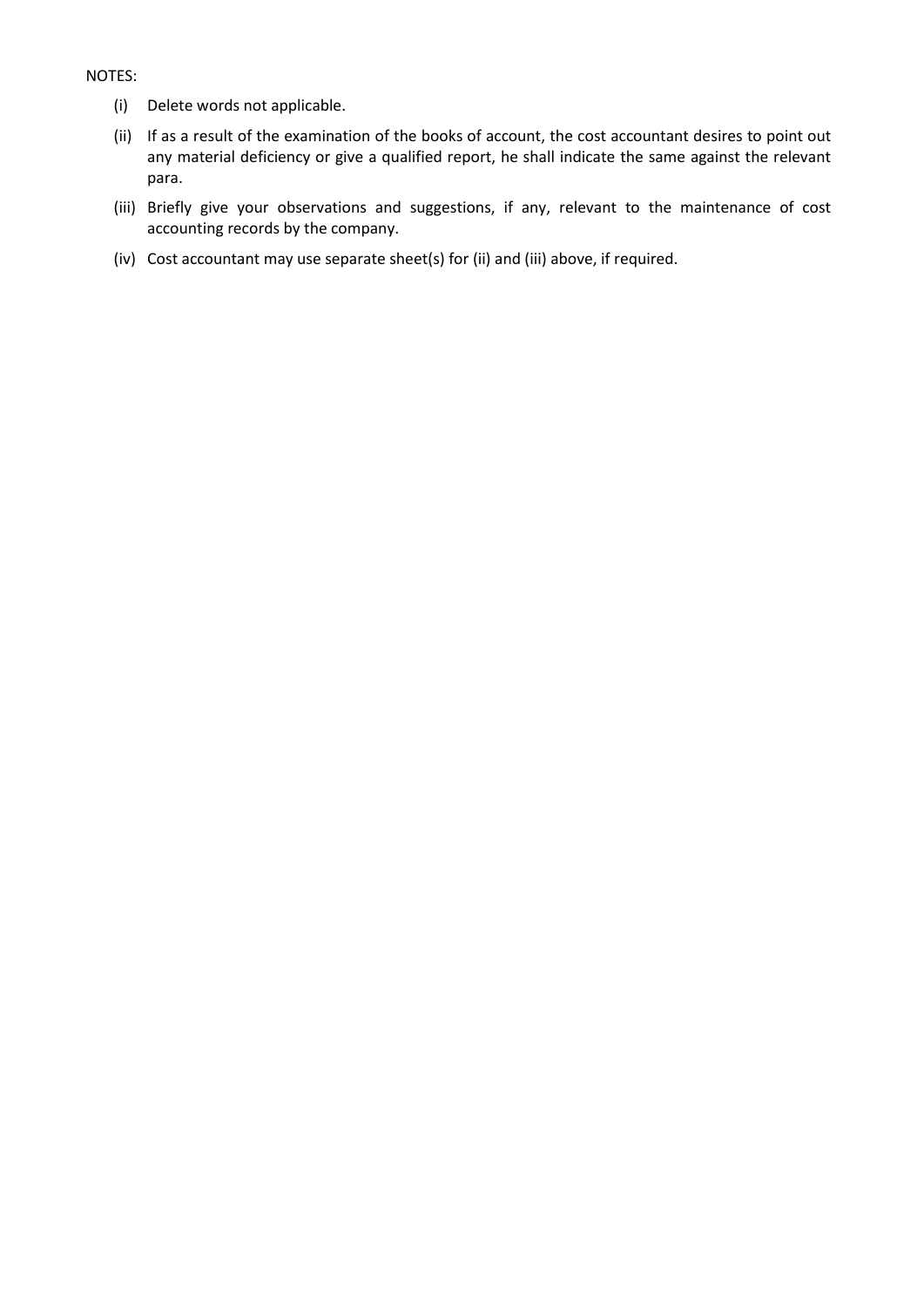NOTES:

(i) Delete words not applicable.

(ii) If as a result of the examination of the books of account, the cost accountant desires to point out any material deficiency or give a qualified report, he shall indicate the same against the relevant para.

(iii) Briefly give your observations and suggestions, if any, relevant to the maintenance of cost accounting records by the company.

(iv) Cost accountant may use separate sheet(s) for (ii) and (iii) above, if required.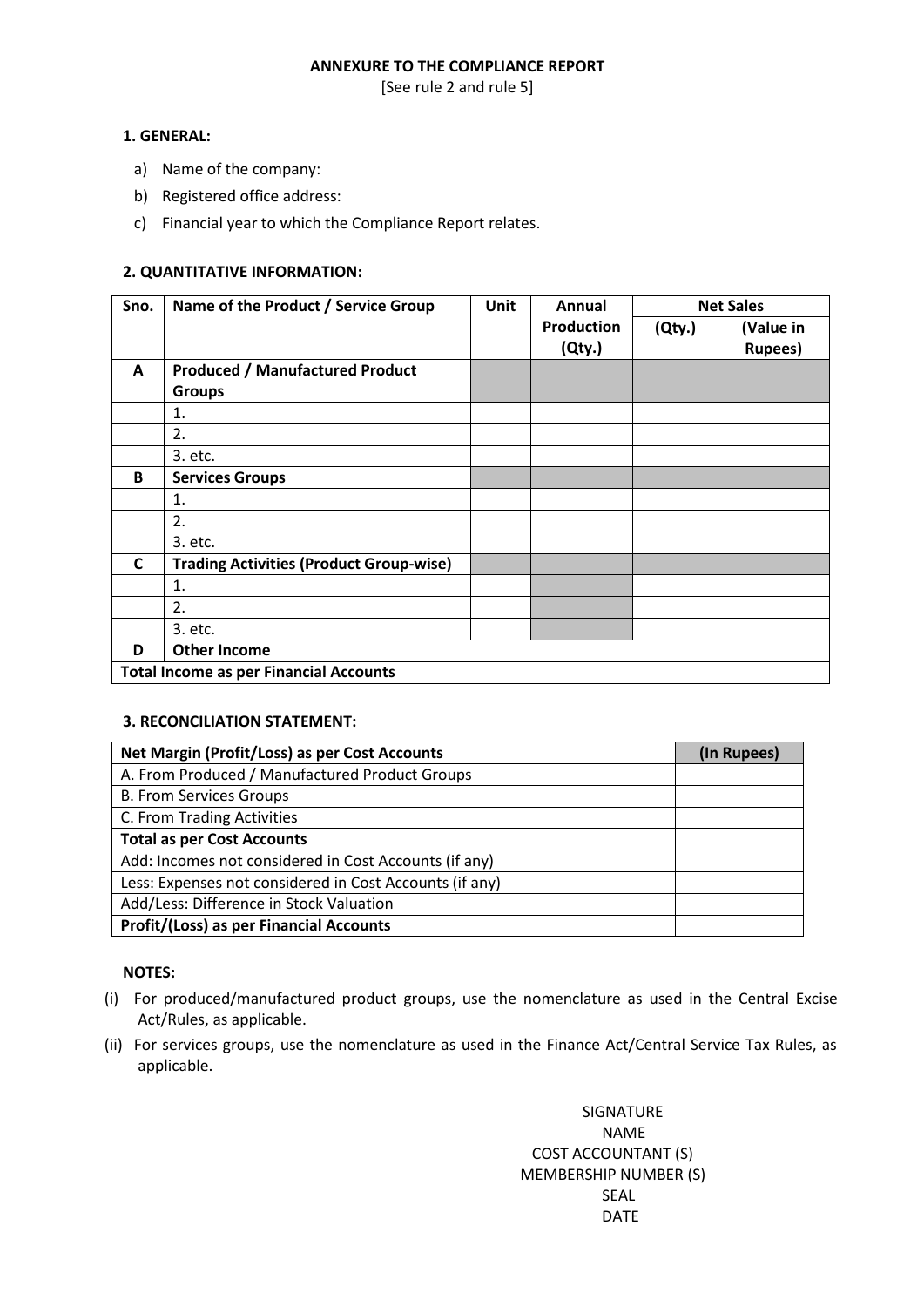**ANNEXURE TO THE COMPLIANCE REPORT**

[See rule 2 and rule 5]

**1. GENERAL:**

a) Name of the company:

b) Registered office address:

c) Financial year to which the Compliance Report relates.

**2. QUANTITATIVE INFORMATION:**

| Sno. | Name of the Product / Service Group | Unit | Annual Production (Qty.) | Net Sales | |
|---|---|---|---|---|---|
| | | | | (Qty.) | (Value in Rupees) |
| **A** | **Produced / Manufactured Product Groups** | | | | |
| | 1. | | | | |
| | 2. | | | | |
| | 3. etc. | | | | |
| **B** | **Services Groups** | | | | |
| | 1. | | | | |
| | 2. | | | | |
| | 3. etc. | | | | |
| **C** | **Trading Activities (Product Group-wise)** | | | | |
| | 1. | | | | |
| | 2. | | | | |
| | 3. etc. | | | | |
| **D** | **Other Income** | | | | |
| **Total Income as per Financial Accounts** | | | | | |

**3. RECONCILIATION STATEMENT:**

| **Net Margin (Profit/Loss) as per Cost Accounts** | **(In Rupees)** |
|---|---|
| A. From Produced / Manufactured Product Groups | |
| B. From Services Groups | |
| C. From Trading Activities | |
| **Total as per Cost Accounts** | |
| Add: Incomes not considered in Cost Accounts (if any) | |
| Less: Expenses not considered in Cost Accounts (if any) | |
| Add/Less: Difference in Stock Valuation | |
| **Profit/(Loss) as per Financial Accounts** | |

**NOTES:**

(i) For produced/manufactured product groups, use the nomenclature as used in the Central Excise Act/Rules, as applicable.

(ii) For services groups, use the nomenclature as used in the Finance Act/Central Service Tax Rules, as applicable.

SIGNATURE

NAME

COST ACCOUNTANT (S)

MEMBERSHIP NUMBER (S)

SEAL

DATE